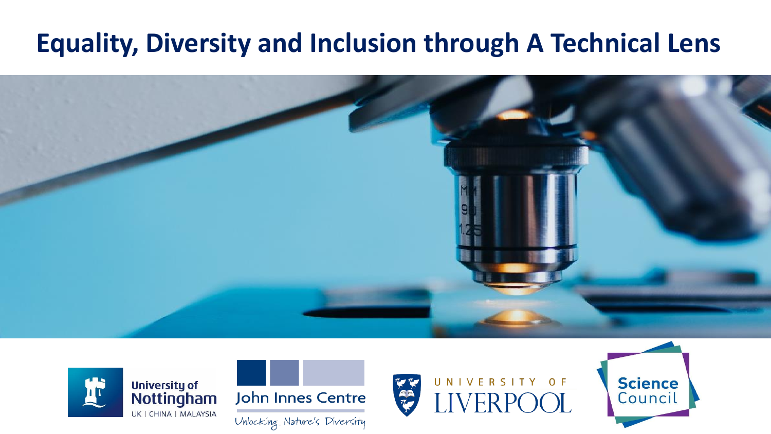# Equality, Diversity and Inclusion through A Technical Lens

University of Nottingham
UK | CHINA | MALAYSIA

John Innes Centre
Unlocking Nature's Diversity

UNIVERSITY OF LIVERPOOL

Science Council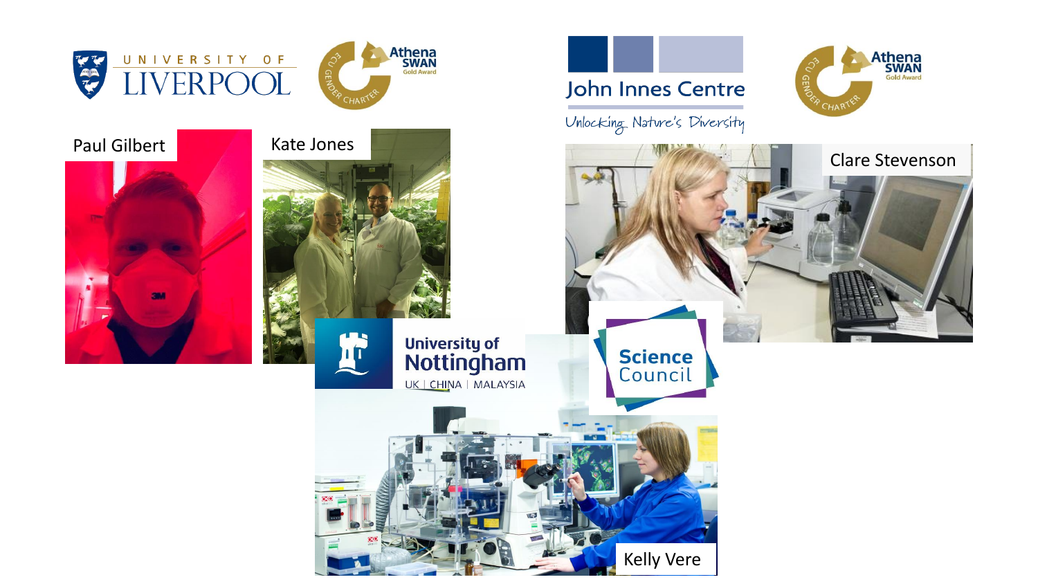Paul Gilbert

Kate Jones

Clare Stevenson

Kelly Vere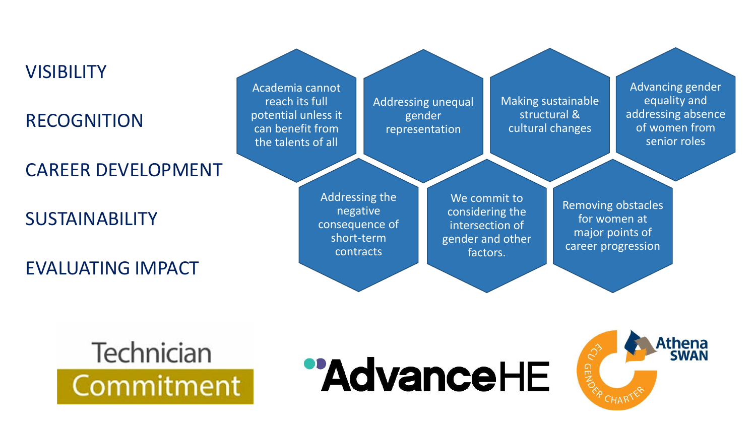VISIBILITY

RECOGNITION

CAREER DEVELOPMENT

SUSTAINABILITY

EVALUATING IMPACT

- Academia cannot reach its full potential unless it can benefit from the talents of all
- Addressing unequal gender representation
- Making sustainable structural & cultural changes
- Advancing gender equality and addressing absence of women from senior roles
- Addressing the negative consequence of short-term contracts
- We commit to considering the intersection of gender and other factors.
- Removing obstacles for women at major points of career progression

Technician Commitment

AdvanceHE

Athena SWAN

ECU GENDER CHARTER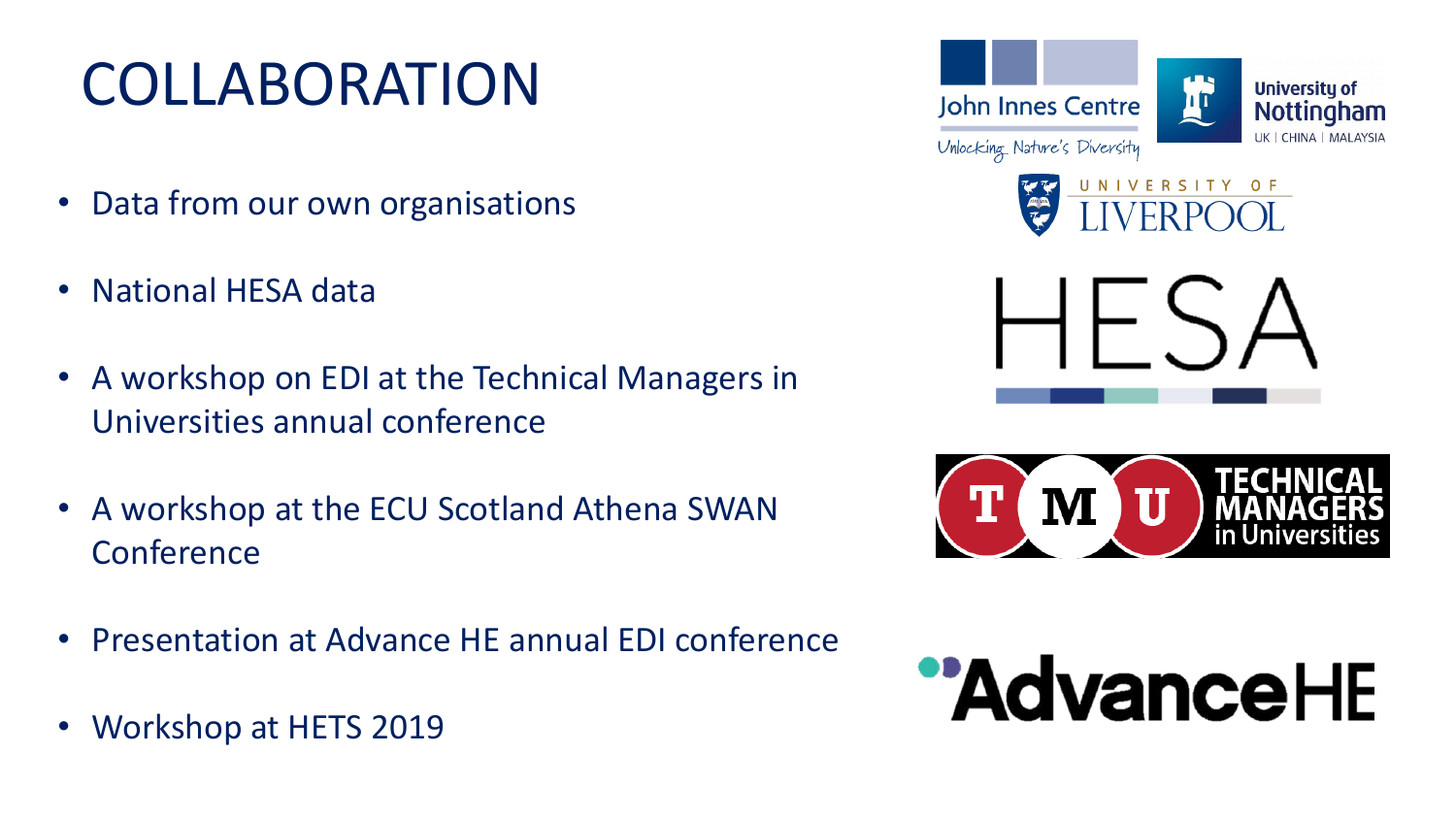# COLLABORATION

- Data from our own organisations
- National HESA data
- A workshop on EDI at the Technical Managers in Universities annual conference
- A workshop at the ECU Scotland Athena SWAN Conference
- Presentation at Advance HE annual EDI conference
- Workshop at HETS 2019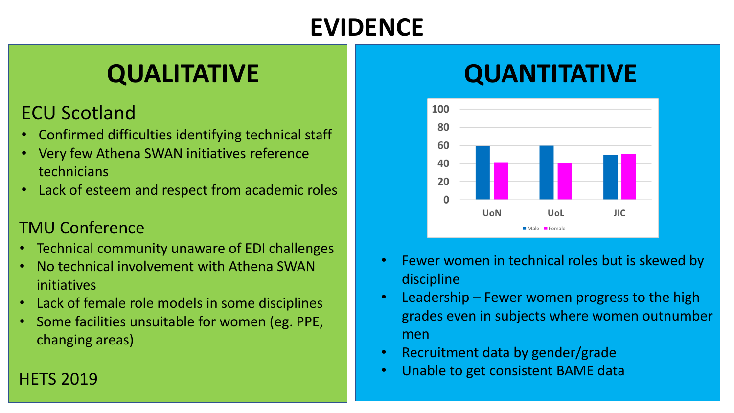# EVIDENCE

## QUALITATIVE

### ECU Scotland

- Confirmed difficulties identifying technical staff
- Very few Athena SWAN initiatives reference technicians
- Lack of esteem and respect from academic roles

### TMU Conference

- Technical community unaware of EDI challenges
- No technical involvement with Athena SWAN initiatives
- Lack of female role models in some disciplines
- Some facilities unsuitable for women (eg. PPE, changing areas)

### HETS 2019

## QUANTITATIVE

100
80
60
40
20
0
UoN
UoL
JIC
Male
Female

- Fewer women in technical roles but is skewed by discipline
- Leadership – Fewer women progress to the high grades even in subjects where women outnumber men
- Recruitment data by gender/grade
- Unable to get consistent BAME data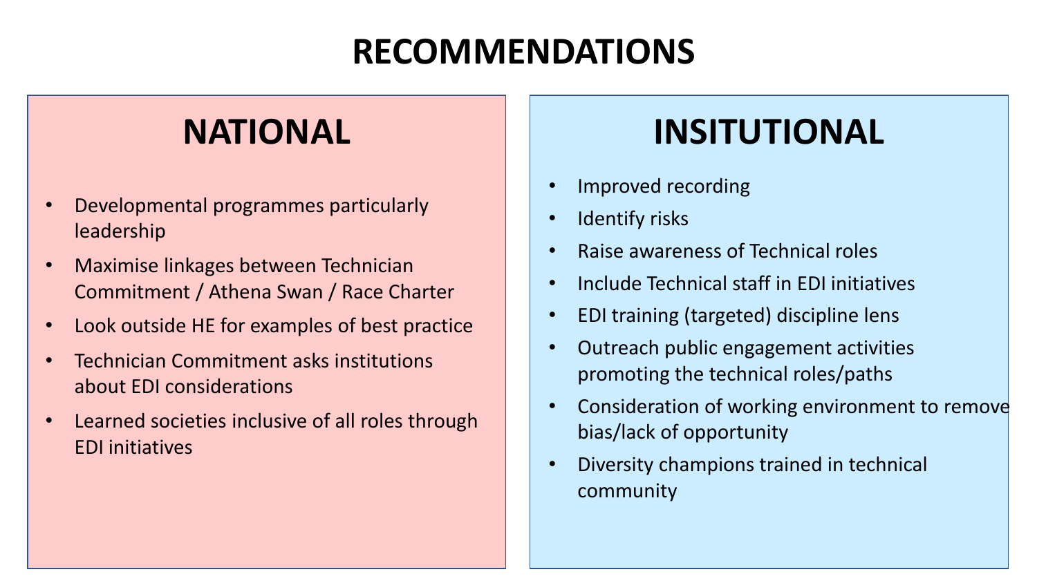# RECOMMENDATIONS

## NATIONAL

- Developmental programmes particularly leadership
- Maximise linkages between Technician Commitment / Athena Swan / Race Charter
- Look outside HE for examples of best practice
- Technician Commitment asks institutions about EDI considerations
- Learned societies inclusive of all roles through EDI initiatives

## INSITUTIONAL

- Improved recording
- Identify risks
- Raise awareness of Technical roles
- Include Technical staff in EDI initiatives
- EDI training (targeted) discipline lens
- Outreach public engagement activities promoting the technical roles/paths
- Consideration of working environment to remove bias/lack of opportunity
- Diversity champions trained in technical community